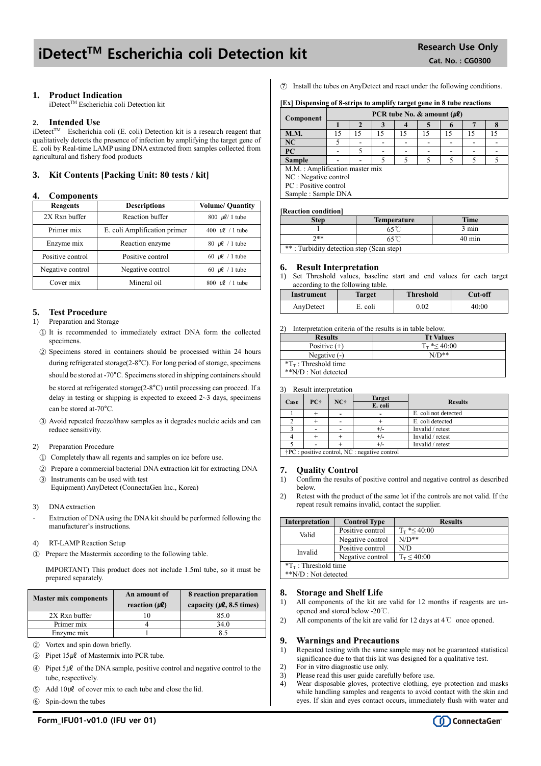# iDetect$^{TM}$ Escherichia coli Detection kit

Research Use Only

Cat. No. : CG0300

## 1. Product Indication

iDetect$^{TM}$ Escherichia coli Detection kit

## 2. Intended Use

iDetect$^{TM}$ Escherichia coli (E. coli) Detection kit is a research reagent that qualitatively detects the presence of infection by amplifying the target gene of E. coli by Real-time LAMP using DNA extracted from samples collected from agricultural and fishery food products

## 3. Kit Contents [Packing Unit: 80 tests / kit]

## 4. Components

| Reagents | Descriptions | Volume/ Quantity |
|---|---|---|
| 2X Rxn buffer | Reaction buffer | 800 ㎕/ 1 tube |
| Primer mix | E. coli Amplification primer | 400 ㎕ / 1 tube |
| Enzyme mix | Reaction enzyme | 80 ㎕ / 1 tube |
| Positive control | Positive control | 60 ㎕ / 1 tube |
| Negative control | Negative control | 60 ㎕ / 1 tube |
| Cover mix | Mineral oil | 800 ㎕ / 1 tube |

## 5. Test Procedure

1) Preparation and Storage

① It is recommended to immediately extract DNA form the collected specimens.

② Specimens stored in containers should be processed within 24 hours during refrigerated storage(2-8°C). For long period of storage, specimens should be stored at -70°C. Specimens stored in shipping containers should be stored at refrigerated storage(2-8°C) until processing can proceed. If a delay in testing or shipping is expected to exceed 2~3 days, specimens can be stored at-70°C.

③ Avoid repeated freeze/thaw samples as it degrades nucleic acids and can reduce sensitivity.

2) Preparation Procedure

① Completely thaw all reagents and samples on ice before use.

② Prepare a commercial bacterial DNA extraction kit for extracting DNA

③ Instruments can be used with test Equipment) AnyDetect (ConnectaGen Inc., Korea)

3) DNA extraction

- Extraction of DNA using the DNA kit should be performed following the manufacturer's instructions.

4) RT-LAMP Reaction Setup

① Prepare the Mastermix according to the following table.

IMPORTANT) This product does not include 1.5ml tube, so it must be prepared separately.

| Master mix components | An amount of reaction (㎕) | 8 reaction preparation capacity (㎕, 8.5 times) |
|---|---|---|
| 2X Rxn buffer | 10 | 85.0 |
| Primer mix | 4 | 34.0 |
| Enzyme mix | 1 | 8.5 |

② Vortex and spin down briefly.

③ Pipet 15㎕ of Mastermix into PCR tube.

④ Pipet 5㎕ of the DNA sample, positive control and negative control to the tube, respectively.

⑤ Add 10㎕ of cover mix to each tube and close the lid.

⑥ Spin-down the tubes

⑦ Install the tubes on AnyDetect and react under the following conditions.

**[Ex] Dispensing of 8-strips to amplify target gene in 8 tube reactions**

| Component | PCR tube No. & amount (㎕) | | | | | | | |
|---|---|---|---|---|---|---|---|---|
| | 1 | 2 | 3 | 4 | 5 | 6 | 7 | 8 |
| M.M. | 15 | 15 | 15 | 15 | 15 | 15 | 15 | 15 |
| NC | 5 | - | - | - | - | - | - | - |
| PC | - | 5 | - | - | - | - | - | - |
| Sample | - | - | 5 | 5 | 5 | 5 | 5 | 5 |

M.M. : Amplification master mix
NC : Negative control
PC : Positive control
Sample : Sample DNA

**[Reaction condition]**

| Step | Temperature | Time |
|---|---|---|
| 1 | 65℃ | 3 min |
| 2** | 65℃ | 40 min |

** : Turbidity detection step (Scan step)

## 6. Result Interpretation

1) Set Threshold values, baseline start and end values for each target according to the following table.

| Instrument | Target | Threshold | Cut-off |
|---|---|---|---|
| AnyDetect | E. coli | 0.02 | 40:00 |

2) Interpretation criteria of the results is in table below.

| Results | Tt Values |
|---|---|
| Positive (+) | $T_T$ *≤ 40:00 |
| Negative (-) | N/D** |

*$T_T$ : Threshold time
**N/D : Not detected

3) Result interpretation

| Case | PC† | NC† | Target E. coli | Results |
|---|---|---|---|---|
| 1 | + | - | - | E. coli not detected |
| 2 | + | - | + | E. coli detected |
| 3 | - | - | +/- | Invalid / retest |
| 4 | + | + | +/- | Invalid / retest |
| 5 | - | + | +/- | Invalid / retest |

†PC : positive control, NC : negative control

## 7. Quality Control

1) Confirm the results of positive control and negative control as described below.

2) Retest with the product of the same lot if the controls are not valid. If the repeat result remains invalid, contact the supplier.

| Interpretation | Control Type | Results |
|---|---|---|
| Valid | Positive control | $T_T$ *≤ 40:00 |
| | Negative control | N/D** |
| Invalid | Positive control | N/D |
| | Negative control | $T_T$ ≤ 40:00 |

*$T_T$ : Threshold time
**N/D : Not detected

## 8. Storage and Shelf Life

1) All components of the kit are valid for 12 months if reagents are un-opened and stored below -20℃.

2) All components of the kit are valid for 12 days at 4℃ once opened.

## 9. Warnings and Precautions

1) Repeated testing with the same sample may not be guaranteed statistical significance due to that this kit was designed for a qualitative test.
2) For in vitro diagnostic use only.
3) Please read this user guide carefully before use.
4) Wear disposable gloves, protective clothing, eye protection and masks while handling samples and reagents to avoid contact with the skin and eyes. If skin and eyes contact occurs, immediately flush with water and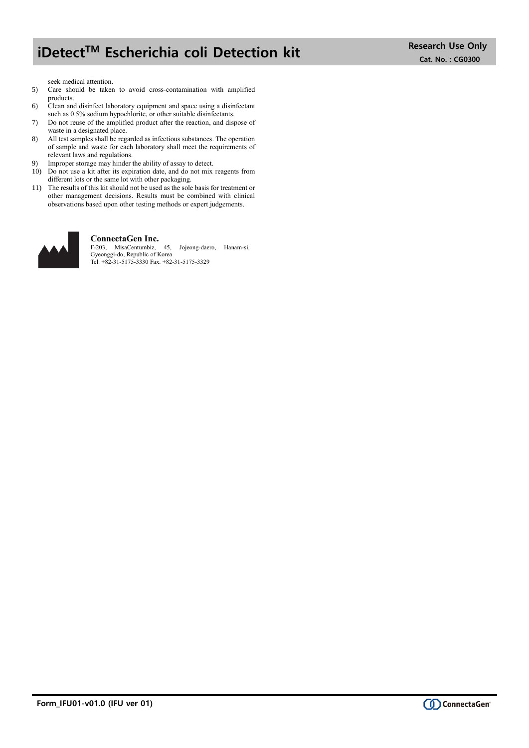seek medical attention.

5) Care should be taken to avoid cross-contamination with amplified products.
6) Clean and disinfect laboratory equipment and space using a disinfectant such as 0.5% sodium hypochlorite, or other suitable disinfectants.
7) Do not reuse of the amplified product after the reaction, and dispose of waste in a designated place.
8) All test samples shall be regarded as infectious substances. The operation of sample and waste for each laboratory shall meet the requirements of relevant laws and regulations.
9) Improper storage may hinder the ability of assay to detect.
10) Do not use a kit after its expiration date, and do not mix reagents from different lots or the same lot with other packaging.
11) The results of this kit should not be used as the sole basis for treatment or other management decisions. Results must be combined with clinical observations based upon other testing methods or expert judgements.

**ConnectaGen Inc.**
F-203, MisaCentumbiz, 45, Jojeong-daero, Hanam-si, Gyeonggi-do, Republic of Korea
Tel. +82-31-5175-3330 Fax. +82-31-5175-3329